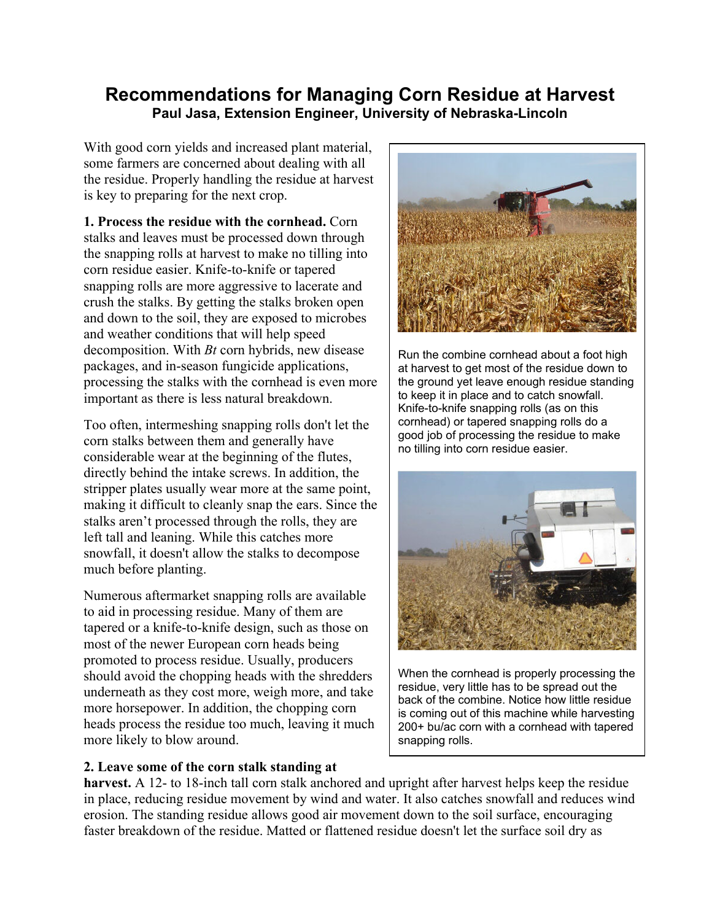# Recommendations for Managing Corn Residue at Harvest

**Paul Jasa, Extension Engineer, University of Nebraska-Lincoln**

With good corn yields and increased plant material, some farmers are concerned about dealing with all the residue. Properly handling the residue at harvest is key to preparing for the next crop.

**1. Process the residue with the cornhead.** Corn stalks and leaves must be processed down through the snapping rolls at harvest to make no tilling into corn residue easier. Knife-to-knife or tapered snapping rolls are more aggressive to lacerate and crush the stalks. By getting the stalks broken open and down to the soil, they are exposed to microbes and weather conditions that will help speed decomposition. With *Bt* corn hybrids, new disease packages, and in-season fungicide applications, processing the stalks with the cornhead is even more important as there is less natural breakdown.

Too often, intermeshing snapping rolls don't let the corn stalks between them and generally have considerable wear at the beginning of the flutes, directly behind the intake screws. In addition, the stripper plates usually wear more at the same point, making it difficult to cleanly snap the ears. Since the stalks aren't processed through the rolls, they are left tall and leaning. While this catches more snowfall, it doesn't allow the stalks to decompose much before planting.

Numerous aftermarket snapping rolls are available to aid in processing residue. Many of them are tapered or a knife-to-knife design, such as those on most of the newer European corn heads being promoted to process residue. Usually, producers should avoid the chopping heads with the shredders underneath as they cost more, weigh more, and take more horsepower. In addition, the chopping corn heads process the residue too much, leaving it much more likely to blow around.

Run the combine cornhead about a foot high at harvest to get most of the residue down to the ground yet leave enough residue standing to keep it in place and to catch snowfall. Knife-to-knife snapping rolls (as on this cornhead) or tapered snapping rolls do a good job of processing the residue to make no tilling into corn residue easier.

When the cornhead is properly processing the residue, very little has to be spread out the back of the combine. Notice how little residue is coming out of this machine while harvesting 200+ bu/ac corn with a cornhead with tapered snapping rolls.

**2. Leave some of the corn stalk standing at harvest.** A 12- to 18-inch tall corn stalk anchored and upright after harvest helps keep the residue in place, reducing residue movement by wind and water. It also catches snowfall and reduces wind erosion. The standing residue allows good air movement down to the soil surface, encouraging faster breakdown of the residue. Matted or flattened residue doesn't let the surface soil dry as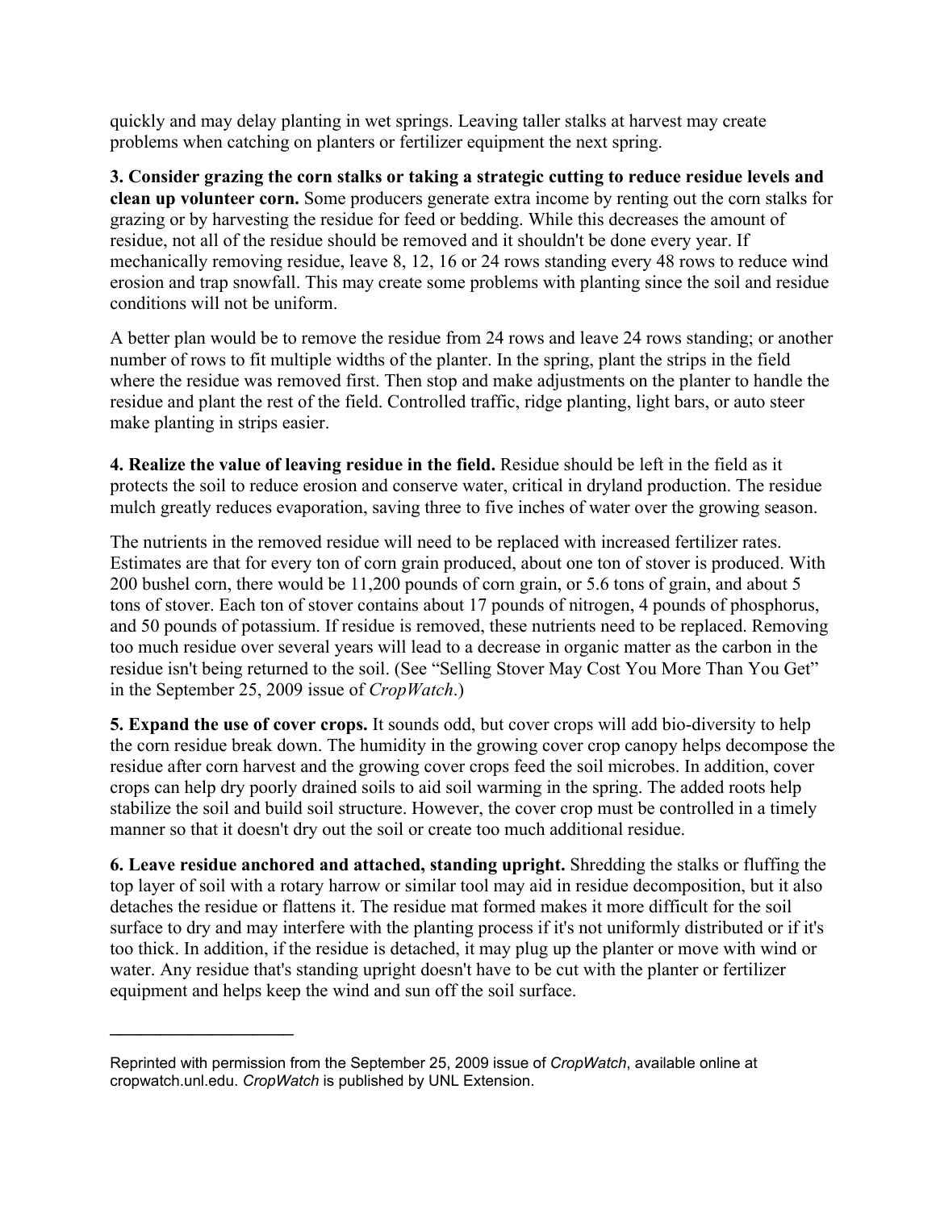quickly and may delay planting in wet springs. Leaving taller stalks at harvest may create problems when catching on planters or fertilizer equipment the next spring.

**3. Consider grazing the corn stalks or taking a strategic cutting to reduce residue levels and clean up volunteer corn.** Some producers generate extra income by renting out the corn stalks for grazing or by harvesting the residue for feed or bedding. While this decreases the amount of residue, not all of the residue should be removed and it shouldn't be done every year. If mechanically removing residue, leave 8, 12, 16 or 24 rows standing every 48 rows to reduce wind erosion and trap snowfall. This may create some problems with planting since the soil and residue conditions will not be uniform.

A better plan would be to remove the residue from 24 rows and leave 24 rows standing; or another number of rows to fit multiple widths of the planter. In the spring, plant the strips in the field where the residue was removed first. Then stop and make adjustments on the planter to handle the residue and plant the rest of the field. Controlled traffic, ridge planting, light bars, or auto steer make planting in strips easier.

**4. Realize the value of leaving residue in the field.** Residue should be left in the field as it protects the soil to reduce erosion and conserve water, critical in dryland production. The residue mulch greatly reduces evaporation, saving three to five inches of water over the growing season.

The nutrients in the removed residue will need to be replaced with increased fertilizer rates. Estimates are that for every ton of corn grain produced, about one ton of stover is produced. With 200 bushel corn, there would be 11,200 pounds of corn grain, or 5.6 tons of grain, and about 5 tons of stover. Each ton of stover contains about 17 pounds of nitrogen, 4 pounds of phosphorus, and 50 pounds of potassium. If residue is removed, these nutrients need to be replaced. Removing too much residue over several years will lead to a decrease in organic matter as the carbon in the residue isn't being returned to the soil. (See "Selling Stover May Cost You More Than You Get" in the September 25, 2009 issue of *CropWatch*.)

**5. Expand the use of cover crops.** It sounds odd, but cover crops will add bio-diversity to help the corn residue break down. The humidity in the growing cover crop canopy helps decompose the residue after corn harvest and the growing cover crops feed the soil microbes. In addition, cover crops can help dry poorly drained soils to aid soil warming in the spring. The added roots help stabilize the soil and build soil structure. However, the cover crop must be controlled in a timely manner so that it doesn't dry out the soil or create too much additional residue.

**6. Leave residue anchored and attached, standing upright.** Shredding the stalks or fluffing the top layer of soil with a rotary harrow or similar tool may aid in residue decomposition, but it also detaches the residue or flattens it. The residue mat formed makes it more difficult for the soil surface to dry and may interfere with the planting process if it's not uniformly distributed or if it's too thick. In addition, if the residue is detached, it may plug up the planter or move with wind or water. Any residue that's standing upright doesn't have to be cut with the planter or fertilizer equipment and helps keep the wind and sun off the soil surface.

---

Reprinted with permission from the September 25, 2009 issue of *CropWatch*, available online at cropwatch.unl.edu. *CropWatch* is published by UNL Extension.